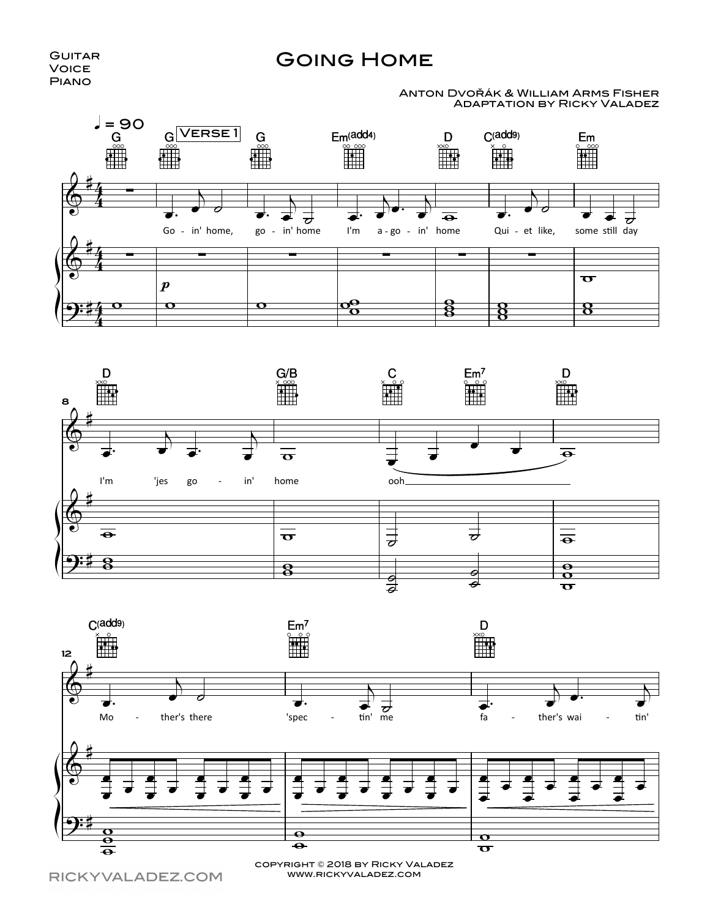Guitar
Voice
Piano

# Going Home

Anton Dvořák & William Arms Fisher
Adaptation by Ricky Valadez

♩ = 90

Verse 1

G G G Em(add4) D C(add9) Em

Go - in' home, go - in' home I'm a - go - in' home Qui - et like, some still day

D G/B C Em7 D

I'm 'jes go - in' home ooh

C(add9) Em7 D

Mo - ther's there 'spec - tin' me fa - ther's wai - tin'

Copyright © 2018 by Ricky Valadez
www.rickyvaladez.com

rickyvaladez.com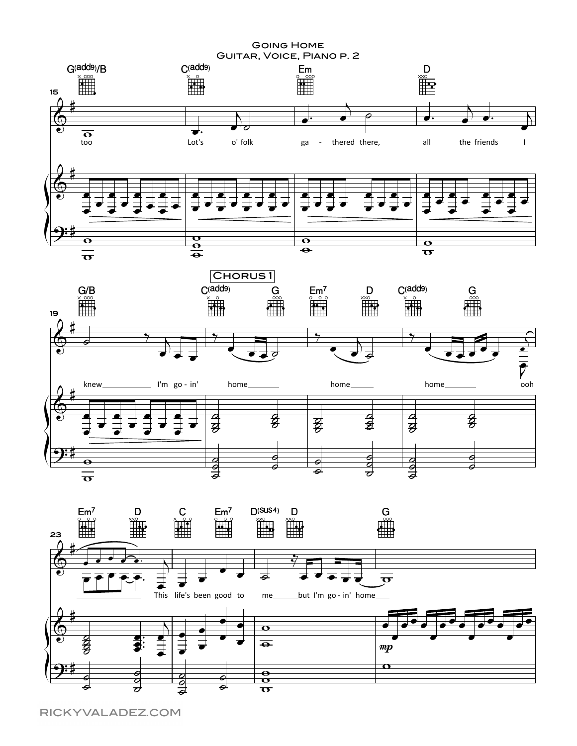G(add9)/B  C(add9)  Em  D

15

too Lot's o' folk ga - thered there, all the friends I

G/B  C(add9)  G  Em7  D  C(add9)  G

**Chorus 1**

19

knew I'm go - in' home home home ooh

Em7  D  C  Em7  D(sus4)  D  G

23

This life's been good to me but I'm go - in' home

*mp*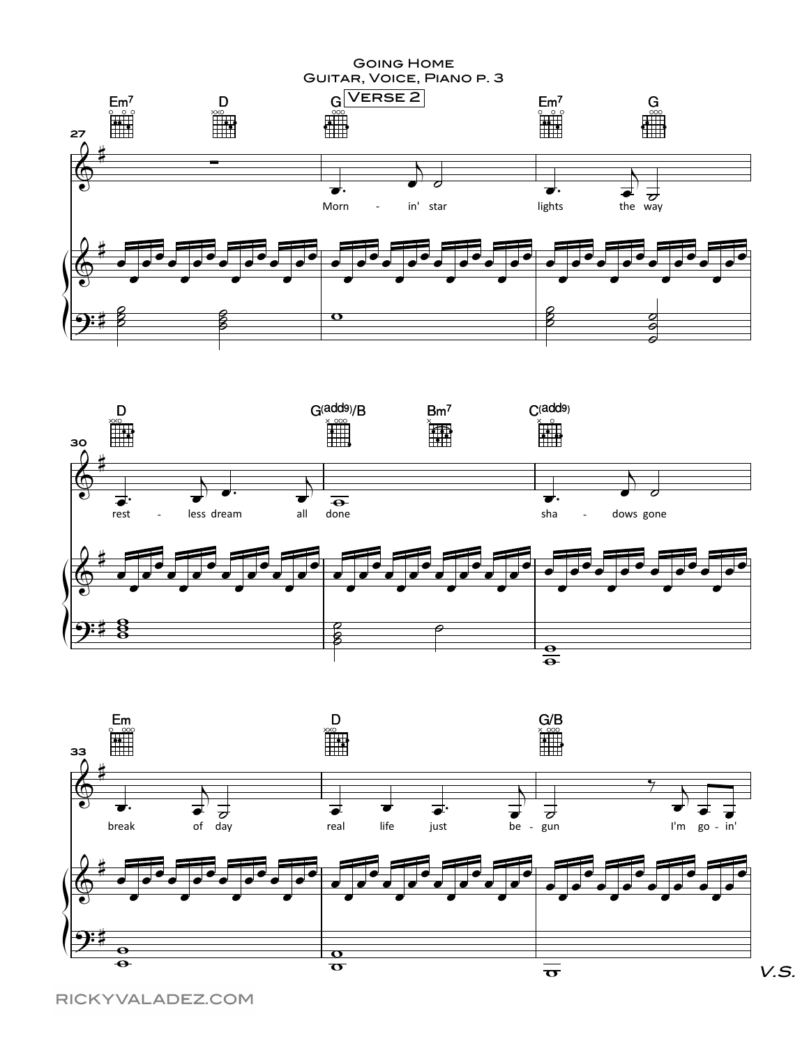# Going Home

## Guitar, Voice, Piano p. 3

**Verse 2**

Em7 | D | G | Em7 | G

Morn - in' star lights the way

D | G(add9)/B | Bm7 | C(add9)

rest - less dream all done sha - dows gone

Em | D | G/B

break of day real life just be - gun I'm go - in'

*V.S.*

RICKYVALADEZ.COM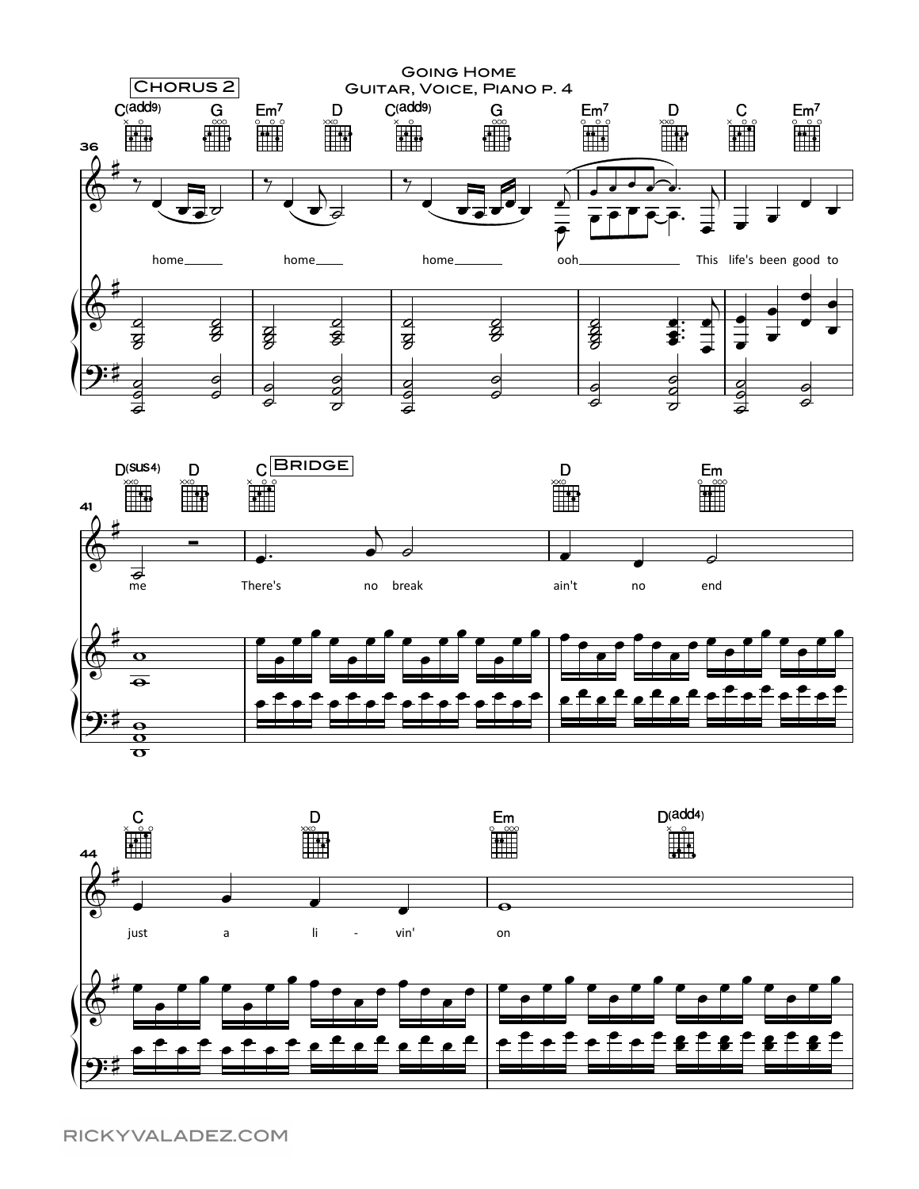Chorus 2

C(add9) G Em7 D C(add9) G Em7 D C Em7

home home home ooh This life's been good to

D(sus4) D C Bridge D Em

me There's no break ain't no end

C D Em D(add4)

just a li - vin' on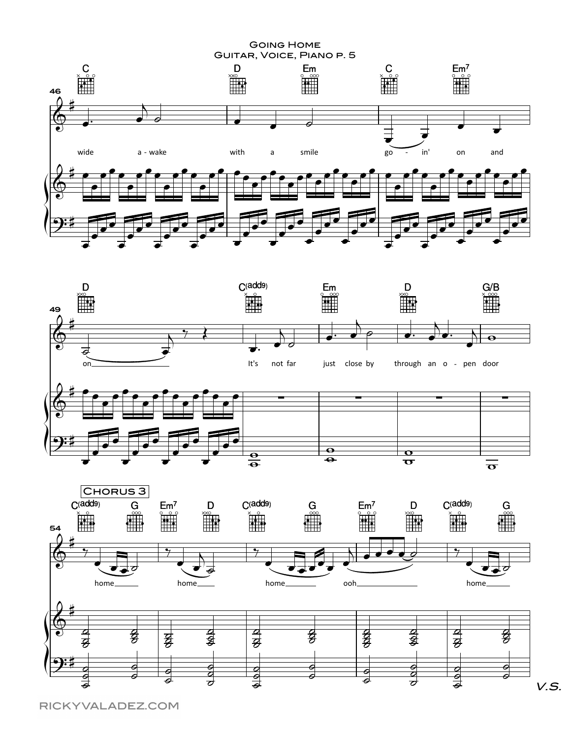Going Home
Guitar, Voice, Piano p. 5

46 — C | D Em | C Em7

wide a - wake with a smile go - in' on and

49 — D | C(add9) | Em | D | G/B

on It's not far just close by through an o - pen door

**Chorus 3**

54 — C(add9) G | Em7 D | C(add9) G | Em7 D | C(add9) G

home home home ooh home

V.S.

RICKYVALADEZ.COM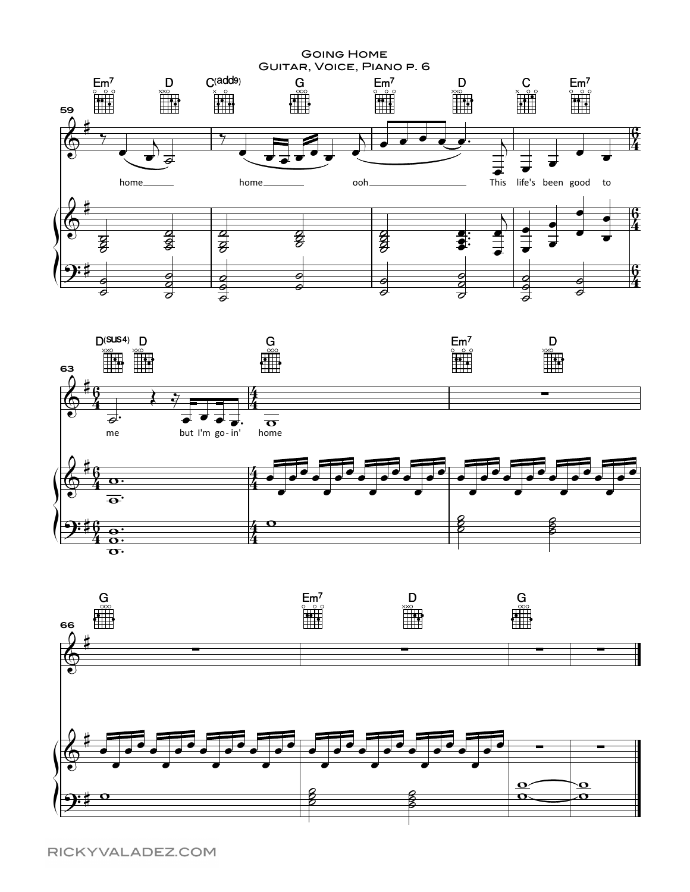home home ooh This life's been good to me but I'm go-in' home